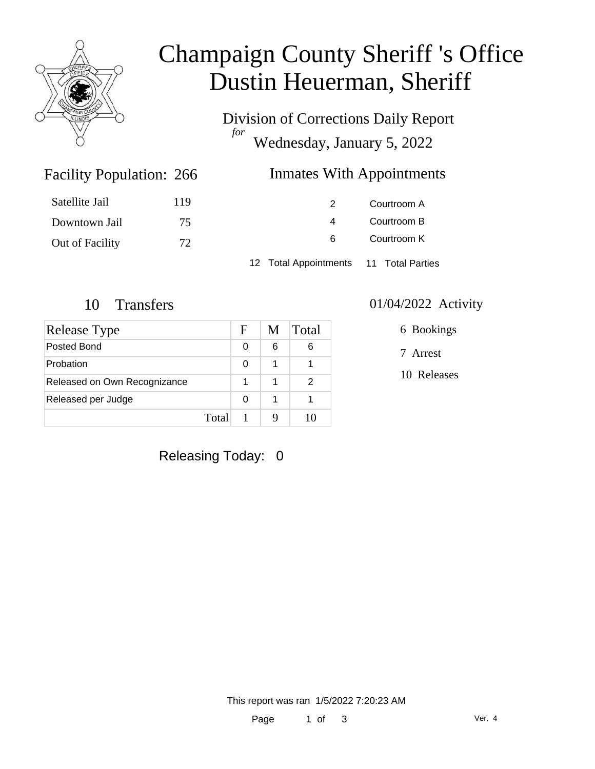# Champaign County Sheriff 's Office
# Dustin Heuerman, Sheriff

Division of Corrections Daily Report

*for*

Wednesday, January 5, 2022

## Facility Population: 266

| | |
|---|---|
| Satellite Jail | 119 |
| Downtown Jail | 75 |
| Out of Facility | 72 |

## Inmates With Appointments

| | |
|---|---|
| 2 | Courtroom A |
| 4 | Courtroom B |
| 6 | Courtroom K |

12 Total Appointments    11 Total Parties

## 10 Transfers

| Release Type | F | M | Total |
|---|---|---|---|
| Posted Bond | 0 | 6 | 6 |
| Probation | 0 | 1 | 1 |
| Released on Own Recognizance | 1 | 1 | 2 |
| Released per Judge | 0 | 1 | 1 |
| Total | 1 | 9 | 10 |

## 01/04/2022 Activity

6 Bookings

7 Arrest

10 Releases

Releasing Today: 0

This report was ran 1/5/2022 7:20:23 AM

Ver. 4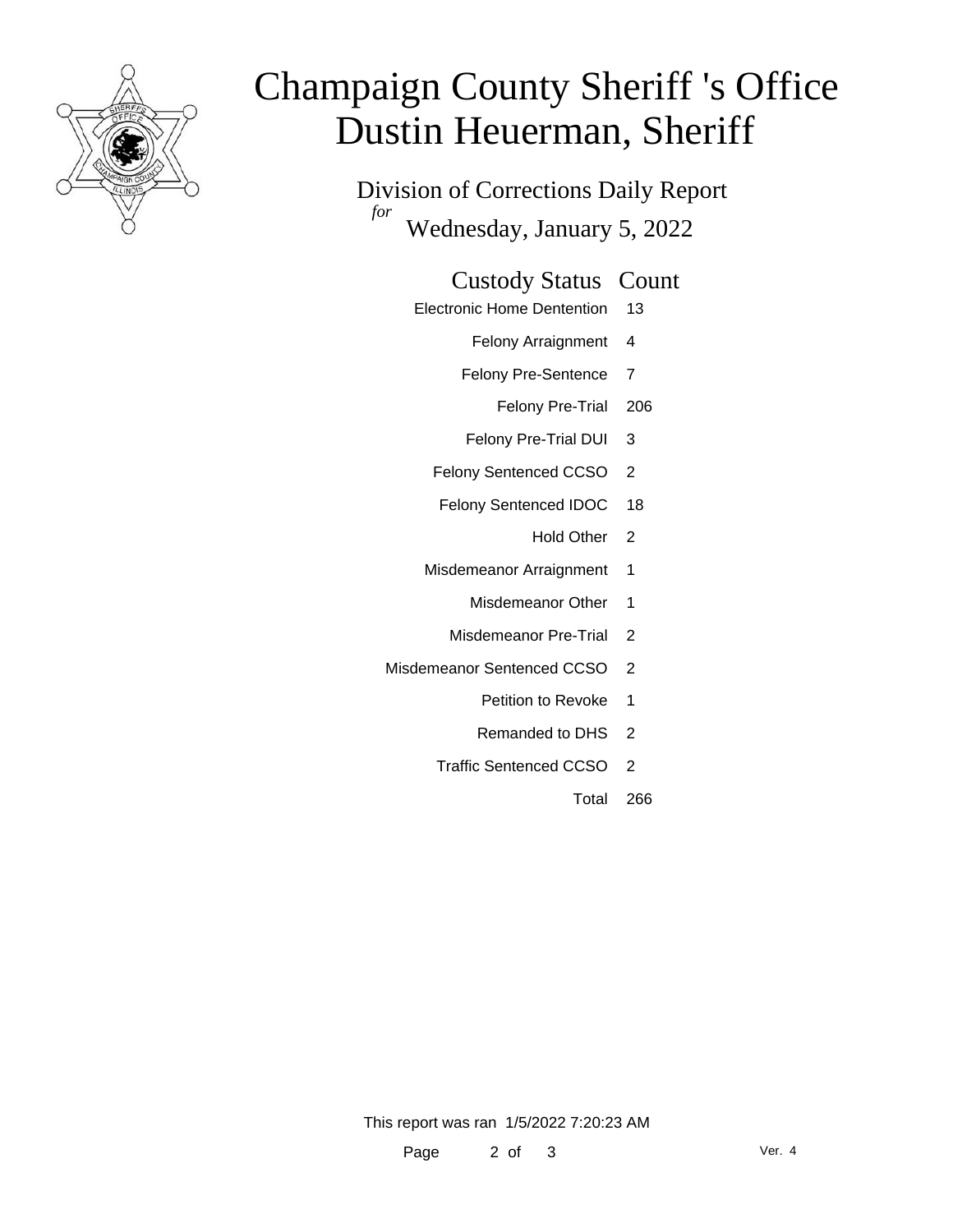# Champaign County Sheriff 's Office
# Dustin Heuerman, Sheriff

Division of Corrections Daily Report
*for*
Wednesday, January 5, 2022

| Custody Status | Count |
|---|---|
| Electronic Home Dentention | 13 |
| Felony Arraignment | 4 |
| Felony Pre-Sentence | 7 |
| Felony Pre-Trial | 206 |
| Felony Pre-Trial DUI | 3 |
| Felony Sentenced CCSO | 2 |
| Felony Sentenced IDOC | 18 |
| Hold Other | 2 |
| Misdemeanor Arraignment | 1 |
| Misdemeanor Other | 1 |
| Misdemeanor Pre-Trial | 2 |
| Misdemeanor Sentenced CCSO | 2 |
| Petition to Revoke | 1 |
| Remanded to DHS | 2 |
| Traffic Sentenced CCSO | 2 |
| Total | 266 |

This report was ran 1/5/2022 7:20:23 AM

Ver. 4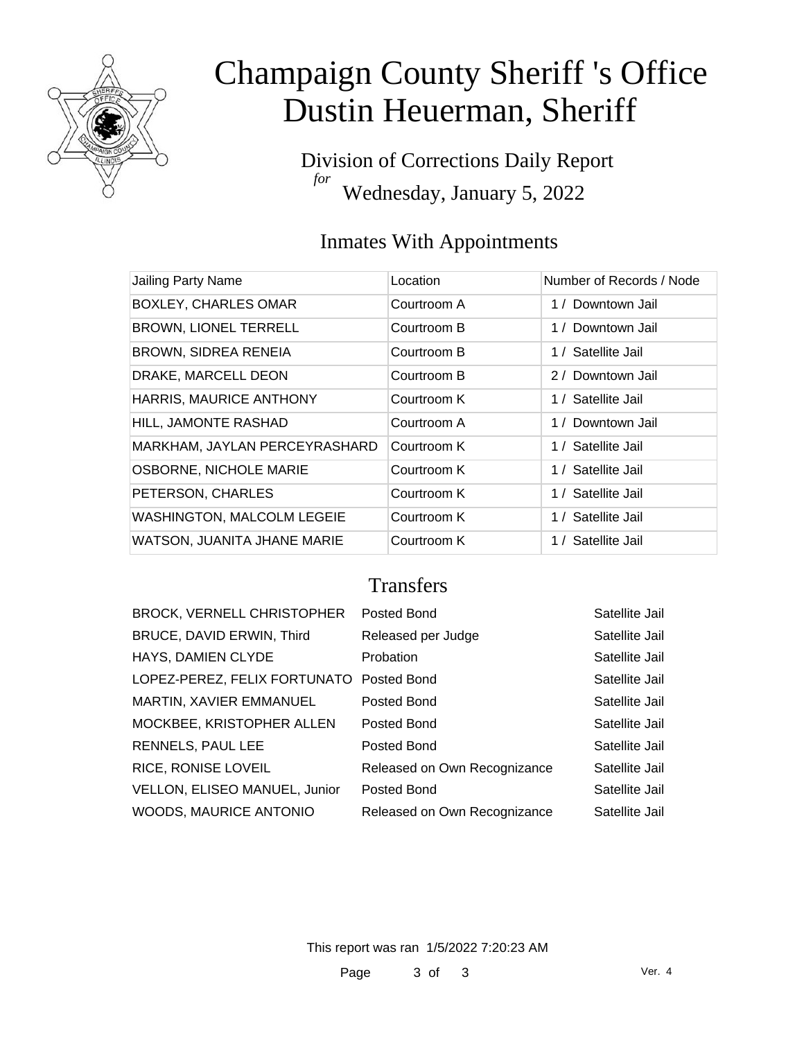# Champaign County Sheriff 's Office
# Dustin Heuerman, Sheriff

Division of Corrections Daily Report
*for*
Wednesday, January 5, 2022

## Inmates With Appointments

| Jailing Party Name | Location | Number of Records / Node |
|---|---|---|
| BOXLEY, CHARLES OMAR | Courtroom A | 1 / Downtown Jail |
| BROWN, LIONEL TERRELL | Courtroom B | 1 / Downtown Jail |
| BROWN, SIDREA RENEIA | Courtroom B | 1 / Satellite Jail |
| DRAKE, MARCELL DEON | Courtroom B | 2 / Downtown Jail |
| HARRIS, MAURICE ANTHONY | Courtroom K | 1 / Satellite Jail |
| HILL, JAMONTE RASHAD | Courtroom A | 1 / Downtown Jail |
| MARKHAM, JAYLAN PERCEYRASHARD | Courtroom K | 1 / Satellite Jail |
| OSBORNE, NICHOLE MARIE | Courtroom K | 1 / Satellite Jail |
| PETERSON, CHARLES | Courtroom K | 1 / Satellite Jail |
| WASHINGTON, MALCOLM LEGEIE | Courtroom K | 1 / Satellite Jail |
| WATSON, JUANITA JHANE MARIE | Courtroom K | 1 / Satellite Jail |

## Transfers

| | | |
|---|---|---|
| BROCK, VERNELL CHRISTOPHER | Posted Bond | Satellite Jail |
| BRUCE, DAVID ERWIN, Third | Released per Judge | Satellite Jail |
| HAYS, DAMIEN CLYDE | Probation | Satellite Jail |
| LOPEZ-PEREZ, FELIX FORTUNATO | Posted Bond | Satellite Jail |
| MARTIN, XAVIER EMMANUEL | Posted Bond | Satellite Jail |
| MOCKBEE, KRISTOPHER ALLEN | Posted Bond | Satellite Jail |
| RENNELS, PAUL LEE | Posted Bond | Satellite Jail |
| RICE, RONISE LOVEIL | Released on Own Recognizance | Satellite Jail |
| VELLON, ELISEO MANUEL, Junior | Posted Bond | Satellite Jail |
| WOODS, MAURICE ANTONIO | Released on Own Recognizance | Satellite Jail |

This report was ran 1/5/2022 7:20:23 AM

Ver. 4